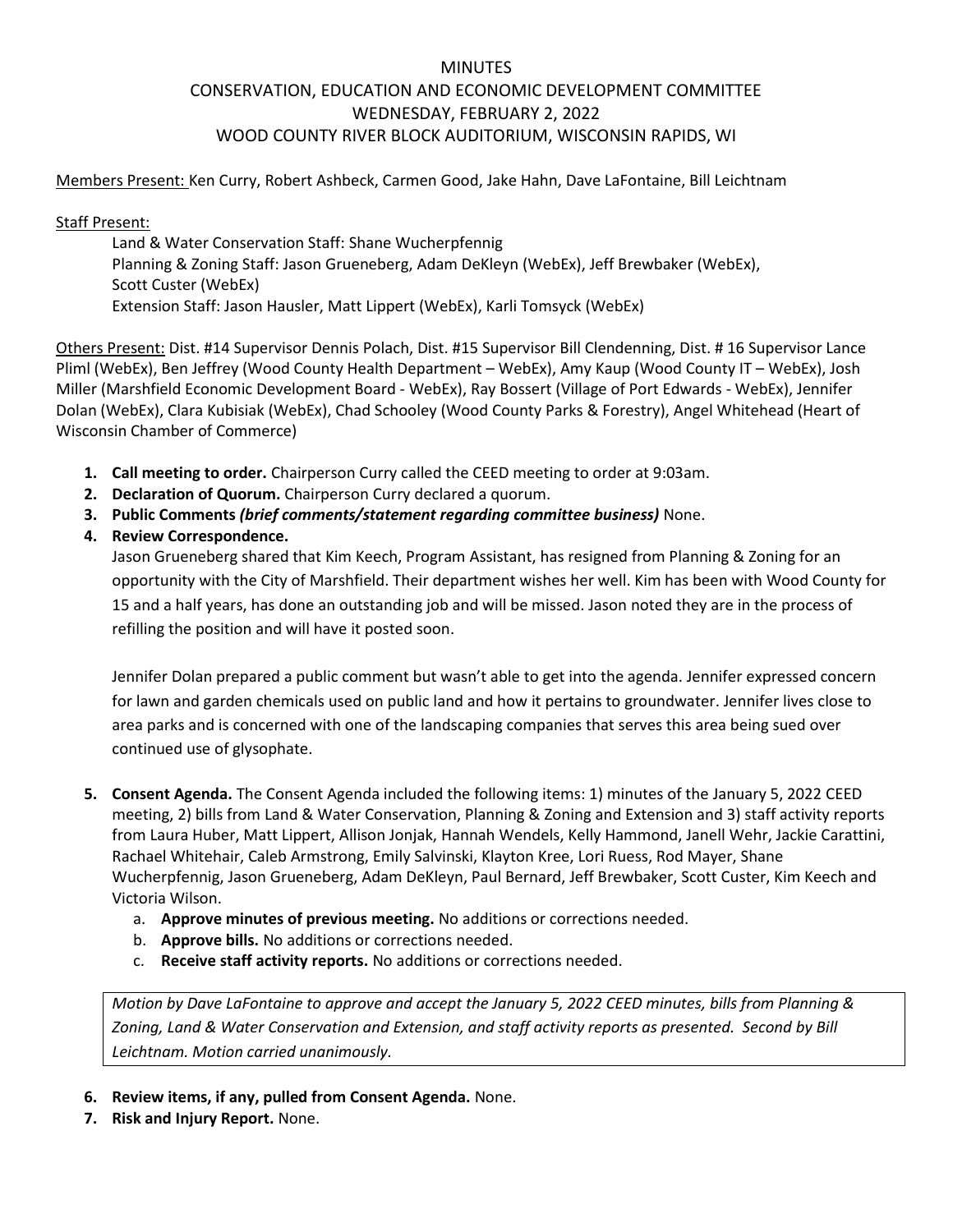# MINUTES
## CONSERVATION, EDUCATION AND ECONOMIC DEVELOPMENT COMMITTEE
## WEDNESDAY, FEBRUARY 2, 2022
## WOOD COUNTY RIVER BLOCK AUDITORIUM, WISCONSIN RAPIDS, WI

Members Present: Ken Curry, Robert Ashbeck, Carmen Good, Jake Hahn, Dave LaFontaine, Bill Leichtnam

Staff Present:

Land & Water Conservation Staff: Shane Wucherpfennig
Planning & Zoning Staff: Jason Grueneberg, Adam DeKleyn (WebEx), Jeff Brewbaker (WebEx), Scott Custer (WebEx)
Extension Staff: Jason Hausler, Matt Lippert (WebEx), Karli Tomsyck (WebEx)

Others Present: Dist. #14 Supervisor Dennis Polach, Dist. #15 Supervisor Bill Clendenning, Dist. # 16 Supervisor Lance Pliml (WebEx), Ben Jeffrey (Wood County Health Department – WebEx), Amy Kaup (Wood County IT – WebEx), Josh Miller (Marshfield Economic Development Board - WebEx), Ray Bossert (Village of Port Edwards - WebEx), Jennifer Dolan (WebEx), Clara Kubisiak (WebEx), Chad Schooley (Wood County Parks & Forestry), Angel Whitehead (Heart of Wisconsin Chamber of Commerce)

1. **Call meeting to order.** Chairperson Curry called the CEED meeting to order at 9:03am.
2. **Declaration of Quorum.** Chairperson Curry declared a quorum.
3. **Public Comments *(brief comments/statement regarding committee business)*** None.
4. **Review Correspondence.**
   Jason Grueneberg shared that Kim Keech, Program Assistant, has resigned from Planning & Zoning for an opportunity with the City of Marshfield. Their department wishes her well. Kim has been with Wood County for 15 and a half years, has done an outstanding job and will be missed. Jason noted they are in the process of refilling the position and will have it posted soon.

   Jennifer Dolan prepared a public comment but wasn't able to get into the agenda. Jennifer expressed concern for lawn and garden chemicals used on public land and how it pertains to groundwater. Jennifer lives close to area parks and is concerned with one of the landscaping companies that serves this area being sued over continued use of glysophate.

5. **Consent Agenda.** The Consent Agenda included the following items: 1) minutes of the January 5, 2022 CEED meeting, 2) bills from Land & Water Conservation, Planning & Zoning and Extension and 3) staff activity reports from Laura Huber, Matt Lippert, Allison Jonjak, Hannah Wendels, Kelly Hammond, Janell Wehr, Jackie Carattini, Rachael Whitehair, Caleb Armstrong, Emily Salvinski, Klayton Kree, Lori Ruess, Rod Mayer, Shane Wucherpfennig, Jason Grueneberg, Adam DeKleyn, Paul Bernard, Jeff Brewbaker, Scott Custer, Kim Keech and Victoria Wilson.
   a. **Approve minutes of previous meeting.** No additions or corrections needed.
   b. **Approve bills.** No additions or corrections needed.
   c. **Receive staff activity reports.** No additions or corrections needed.

   *Motion by Dave LaFontaine to approve and accept the January 5, 2022 CEED minutes, bills from Planning & Zoning, Land & Water Conservation and Extension, and staff activity reports as presented. Second by Bill Leichtnam. Motion carried unanimously.*

6. **Review items, if any, pulled from Consent Agenda.** None.
7. **Risk and Injury Report.** None.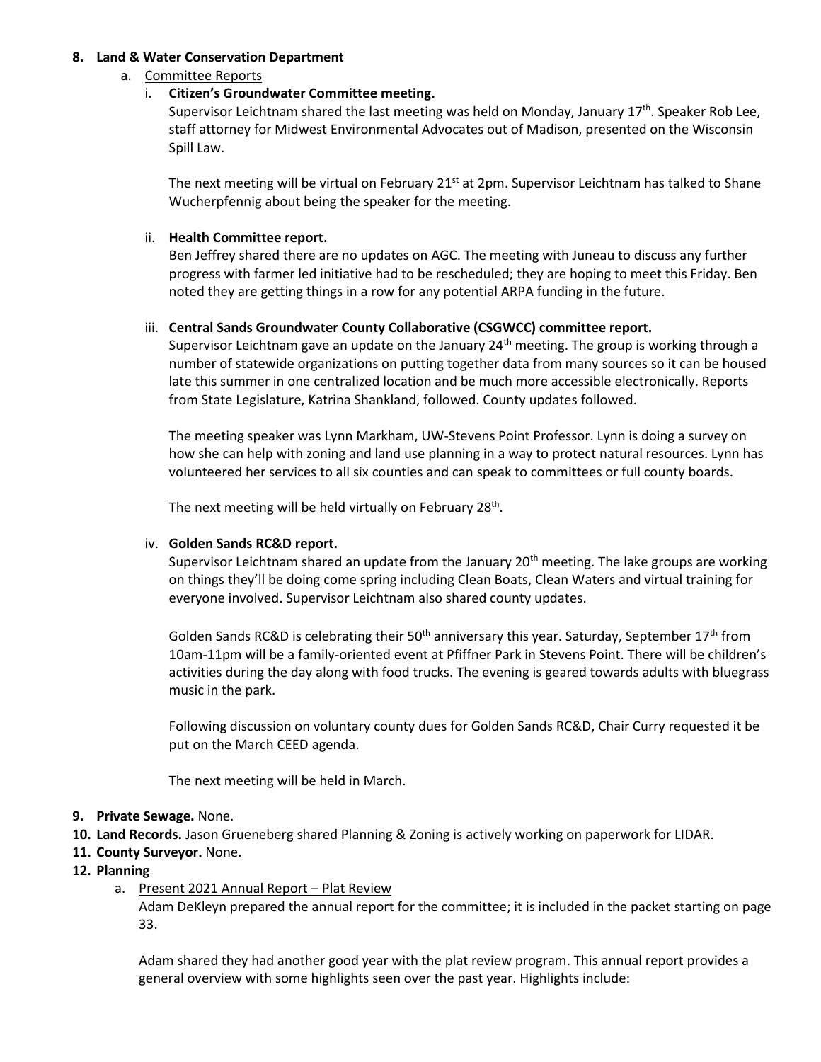**8. Land & Water Conservation Department**

a. Committee Reports

i. **Citizen's Groundwater Committee meeting.**

Supervisor Leichtnam shared the last meeting was held on Monday, January 17th. Speaker Rob Lee, staff attorney for Midwest Environmental Advocates out of Madison, presented on the Wisconsin Spill Law.

The next meeting will be virtual on February 21st at 2pm. Supervisor Leichtnam has talked to Shane Wucherpfennig about being the speaker for the meeting.

ii. **Health Committee report.**

Ben Jeffrey shared there are no updates on AGC. The meeting with Juneau to discuss any further progress with farmer led initiative had to be rescheduled; they are hoping to meet this Friday. Ben noted they are getting things in a row for any potential ARPA funding in the future.

iii. **Central Sands Groundwater County Collaborative (CSGWCC) committee report.**

Supervisor Leichtnam gave an update on the January 24th meeting. The group is working through a number of statewide organizations on putting together data from many sources so it can be housed late this summer in one centralized location and be much more accessible electronically. Reports from State Legislature, Katrina Shankland, followed. County updates followed.

The meeting speaker was Lynn Markham, UW-Stevens Point Professor. Lynn is doing a survey on how she can help with zoning and land use planning in a way to protect natural resources. Lynn has volunteered her services to all six counties and can speak to committees or full county boards.

The next meeting will be held virtually on February 28th.

iv. **Golden Sands RC&D report.**

Supervisor Leichtnam shared an update from the January 20th meeting. The lake groups are working on things they'll be doing come spring including Clean Boats, Clean Waters and virtual training for everyone involved. Supervisor Leichtnam also shared county updates.

Golden Sands RC&D is celebrating their 50th anniversary this year. Saturday, September 17th from 10am-11pm will be a family-oriented event at Pfiffner Park in Stevens Point. There will be children's activities during the day along with food trucks. The evening is geared towards adults with bluegrass music in the park.

Following discussion on voluntary county dues for Golden Sands RC&D, Chair Curry requested it be put on the March CEED agenda.

The next meeting will be held in March.

**9. Private Sewage.** None.

**10. Land Records.** Jason Grueneberg shared Planning & Zoning is actively working on paperwork for LIDAR.

**11. County Surveyor.** None.

**12. Planning**

a. Present 2021 Annual Report – Plat Review

Adam DeKleyn prepared the annual report for the committee; it is included in the packet starting on page 33.

Adam shared they had another good year with the plat review program. This annual report provides a general overview with some highlights seen over the past year. Highlights include: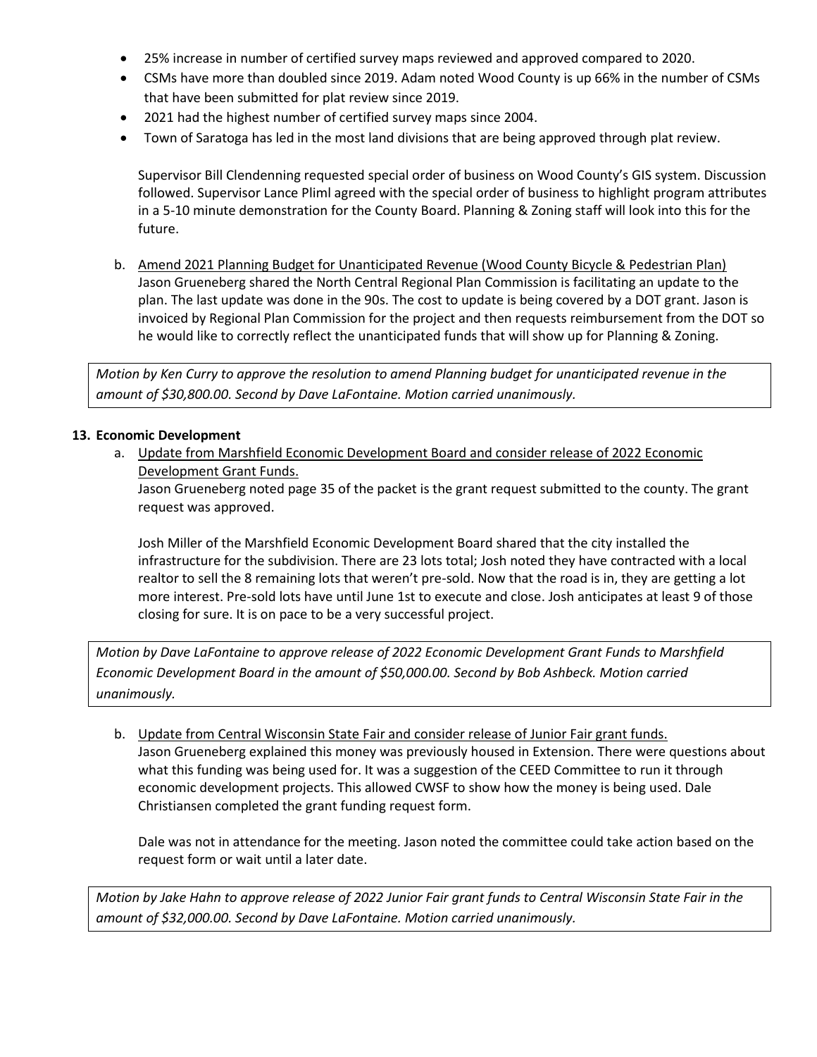- 25% increase in number of certified survey maps reviewed and approved compared to 2020.
- CSMs have more than doubled since 2019. Adam noted Wood County is up 66% in the number of CSMs that have been submitted for plat review since 2019.
- 2021 had the highest number of certified survey maps since 2004.
- Town of Saratoga has led in the most land divisions that are being approved through plat review.

Supervisor Bill Clendenning requested special order of business on Wood County's GIS system. Discussion followed. Supervisor Lance Pliml agreed with the special order of business to highlight program attributes in a 5-10 minute demonstration for the County Board. Planning & Zoning staff will look into this for the future.

b. Amend 2021 Planning Budget for Unanticipated Revenue (Wood County Bicycle & Pedestrian Plan)
Jason Grueneberg shared the North Central Regional Plan Commission is facilitating an update to the plan. The last update was done in the 90s. The cost to update is being covered by a DOT grant. Jason is invoiced by Regional Plan Commission for the project and then requests reimbursement from the DOT so he would like to correctly reflect the unanticipated funds that will show up for Planning & Zoning.

*Motion by Ken Curry to approve the resolution to amend Planning budget for unanticipated revenue in the amount of $30,800.00. Second by Dave LaFontaine. Motion carried unanimously.*

**13. Economic Development**

a. Update from Marshfield Economic Development Board and consider release of 2022 Economic Development Grant Funds.
Jason Grueneberg noted page 35 of the packet is the grant request submitted to the county. The grant request was approved.

Josh Miller of the Marshfield Economic Development Board shared that the city installed the infrastructure for the subdivision. There are 23 lots total; Josh noted they have contracted with a local realtor to sell the 8 remaining lots that weren't pre-sold. Now that the road is in, they are getting a lot more interest. Pre-sold lots have until June 1st to execute and close. Josh anticipates at least 9 of those closing for sure. It is on pace to be a very successful project.

*Motion by Dave LaFontaine to approve release of 2022 Economic Development Grant Funds to Marshfield Economic Development Board in the amount of $50,000.00. Second by Bob Ashbeck. Motion carried unanimously.*

b. Update from Central Wisconsin State Fair and consider release of Junior Fair grant funds.
Jason Grueneberg explained this money was previously housed in Extension. There were questions about what this funding was being used for. It was a suggestion of the CEED Committee to run it through economic development projects. This allowed CWSF to show how the money is being used. Dale Christiansen completed the grant funding request form.

Dale was not in attendance for the meeting. Jason noted the committee could take action based on the request form or wait until a later date.

*Motion by Jake Hahn to approve release of 2022 Junior Fair grant funds to Central Wisconsin State Fair in the amount of $32,000.00. Second by Dave LaFontaine. Motion carried unanimously.*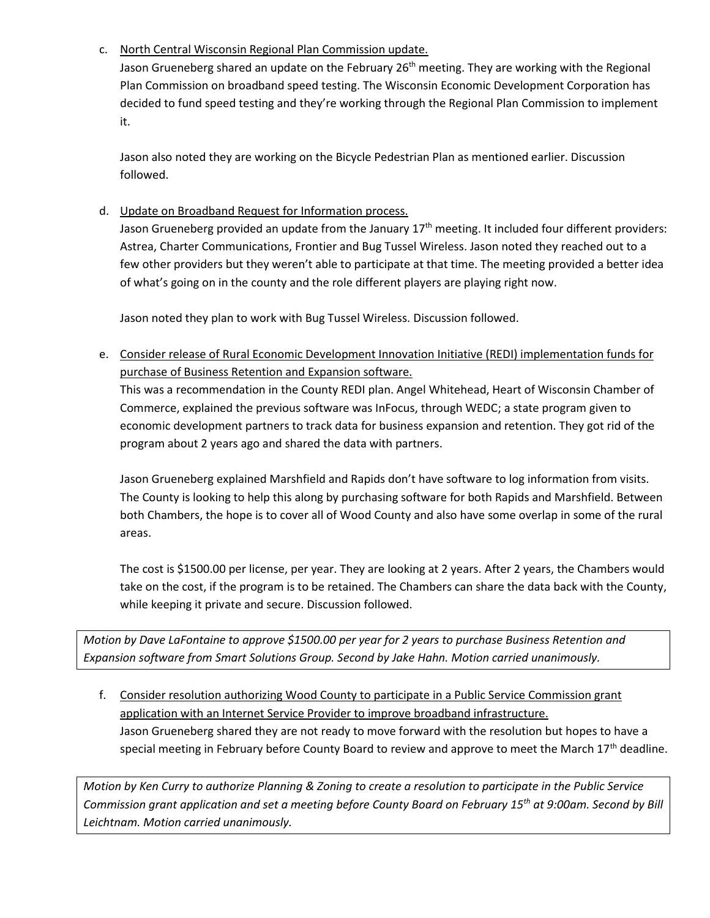c. <u>North Central Wisconsin Regional Plan Commission update.</u>

Jason Grueneberg shared an update on the February 26th meeting. They are working with the Regional Plan Commission on broadband speed testing. The Wisconsin Economic Development Corporation has decided to fund speed testing and they're working through the Regional Plan Commission to implement it.

Jason also noted they are working on the Bicycle Pedestrian Plan as mentioned earlier. Discussion followed.

d. <u>Update on Broadband Request for Information process.</u>

Jason Grueneberg provided an update from the January 17th meeting. It included four different providers: Astrea, Charter Communications, Frontier and Bug Tussel Wireless. Jason noted they reached out to a few other providers but they weren't able to participate at that time. The meeting provided a better idea of what's going on in the county and the role different players are playing right now.

Jason noted they plan to work with Bug Tussel Wireless. Discussion followed.

e. <u>Consider release of Rural Economic Development Innovation Initiative (REDI) implementation funds for purchase of Business Retention and Expansion software.</u>

This was a recommendation in the County REDI plan. Angel Whitehead, Heart of Wisconsin Chamber of Commerce, explained the previous software was InFocus, through WEDC; a state program given to economic development partners to track data for business expansion and retention. They got rid of the program about 2 years ago and shared the data with partners.

Jason Grueneberg explained Marshfield and Rapids don't have software to log information from visits. The County is looking to help this along by purchasing software for both Rapids and Marshfield. Between both Chambers, the hope is to cover all of Wood County and also have some overlap in some of the rural areas.

The cost is $1500.00 per license, per year. They are looking at 2 years. After 2 years, the Chambers would take on the cost, if the program is to be retained. The Chambers can share the data back with the County, while keeping it private and secure. Discussion followed.

*Motion by Dave LaFontaine to approve $1500.00 per year for 2 years to purchase Business Retention and Expansion software from Smart Solutions Group. Second by Jake Hahn. Motion carried unanimously.*

f. <u>Consider resolution authorizing Wood County to participate in a Public Service Commission grant application with an Internet Service Provider to improve broadband infrastructure.</u>

Jason Grueneberg shared they are not ready to move forward with the resolution but hopes to have a special meeting in February before County Board to review and approve to meet the March 17th deadline.

*Motion by Ken Curry to authorize Planning & Zoning to create a resolution to participate in the Public Service Commission grant application and set a meeting before County Board on February 15th at 9:00am. Second by Bill Leichtnam. Motion carried unanimously.*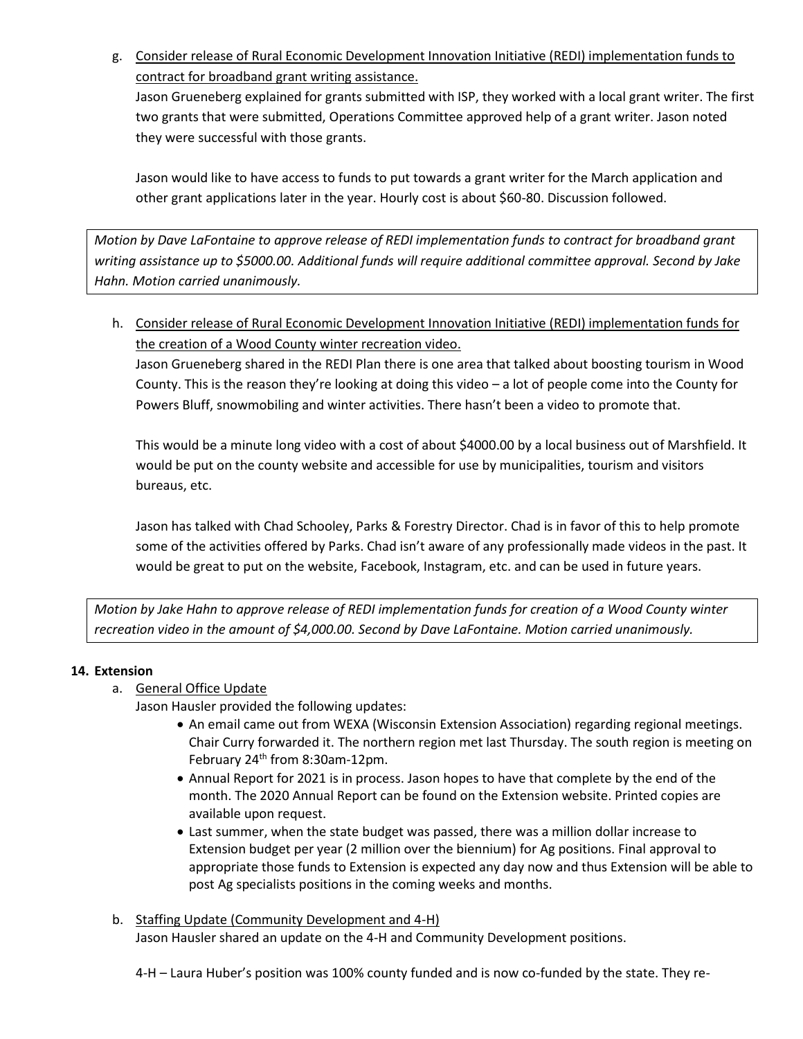g. <u>Consider release of Rural Economic Development Innovation Initiative (REDI) implementation funds to contract for broadband grant writing assistance.</u>

Jason Grueneberg explained for grants submitted with ISP, they worked with a local grant writer. The first two grants that were submitted, Operations Committee approved help of a grant writer. Jason noted they were successful with those grants.

Jason would like to have access to funds to put towards a grant writer for the March application and other grant applications later in the year. Hourly cost is about $60-80. Discussion followed.

*Motion by Dave LaFontaine to approve release of REDI implementation funds to contract for broadband grant writing assistance up to $5000.00. Additional funds will require additional committee approval. Second by Jake Hahn. Motion carried unanimously.*

h. <u>Consider release of Rural Economic Development Innovation Initiative (REDI) implementation funds for the creation of a Wood County winter recreation video.</u>

Jason Grueneberg shared in the REDI Plan there is one area that talked about boosting tourism in Wood County. This is the reason they're looking at doing this video – a lot of people come into the County for Powers Bluff, snowmobiling and winter activities. There hasn't been a video to promote that.

This would be a minute long video with a cost of about $4000.00 by a local business out of Marshfield. It would be put on the county website and accessible for use by municipalities, tourism and visitors bureaus, etc.

Jason has talked with Chad Schooley, Parks & Forestry Director. Chad is in favor of this to help promote some of the activities offered by Parks. Chad isn't aware of any professionally made videos in the past. It would be great to put on the website, Facebook, Instagram, etc. and can be used in future years.

*Motion by Jake Hahn to approve release of REDI implementation funds for creation of a Wood County winter recreation video in the amount of $4,000.00. Second by Dave LaFontaine. Motion carried unanimously.*

**14. Extension**

a. <u>General Office Update</u>

Jason Hausler provided the following updates:

- An email came out from WEXA (Wisconsin Extension Association) regarding regional meetings. Chair Curry forwarded it. The northern region met last Thursday. The south region is meeting on February 24th from 8:30am-12pm.
- Annual Report for 2021 is in process. Jason hopes to have that complete by the end of the month. The 2020 Annual Report can be found on the Extension website. Printed copies are available upon request.
- Last summer, when the state budget was passed, there was a million dollar increase to Extension budget per year (2 million over the biennium) for Ag positions. Final approval to appropriate those funds to Extension is expected any day now and thus Extension will be able to post Ag specialists positions in the coming weeks and months.

b. <u>Staffing Update (Community Development and 4-H)</u>

Jason Hausler shared an update on the 4-H and Community Development positions.

4-H – Laura Huber's position was 100% county funded and is now co-funded by the state. They re-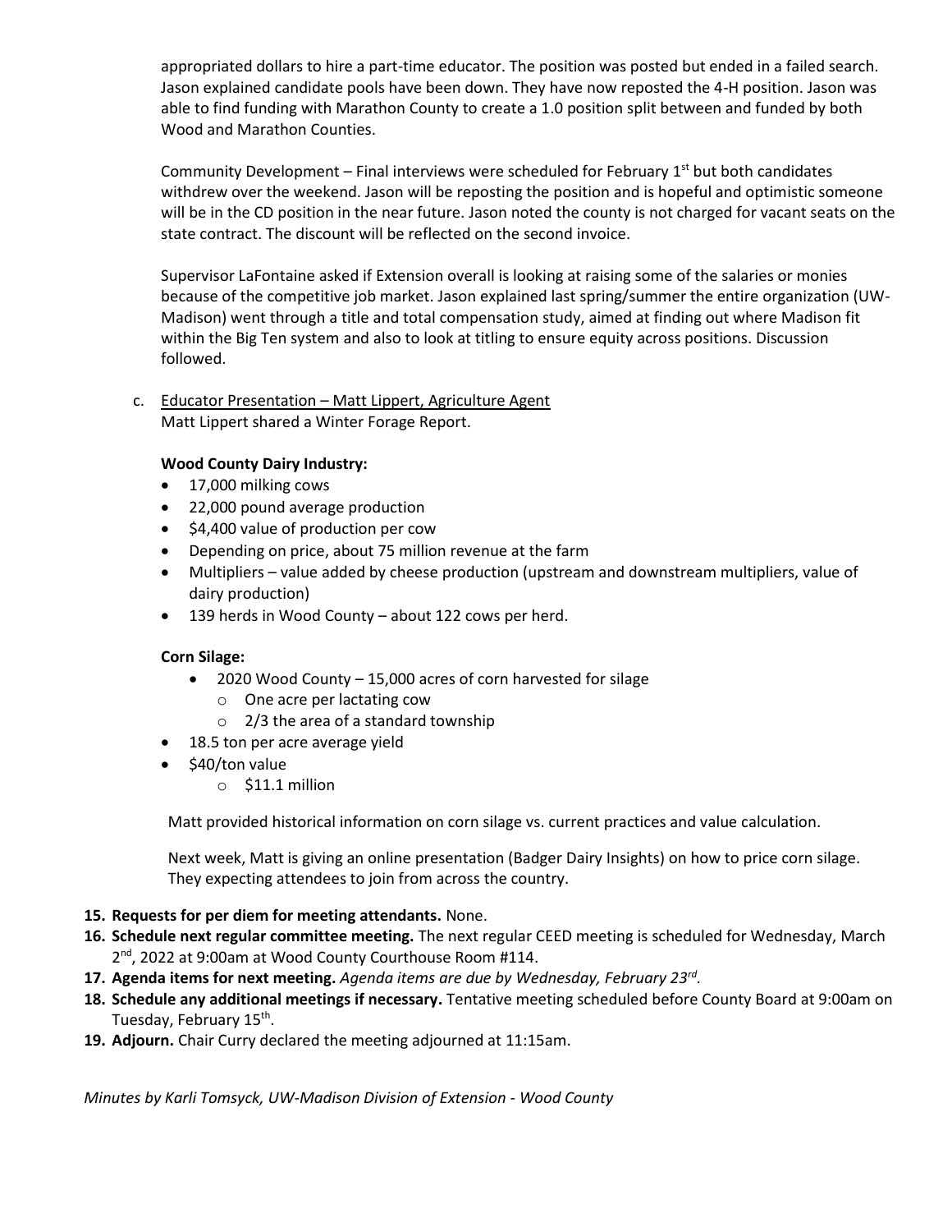appropriated dollars to hire a part-time educator. The position was posted but ended in a failed search. Jason explained candidate pools have been down. They have now reposted the 4-H position. Jason was able to find funding with Marathon County to create a 1.0 position split between and funded by both Wood and Marathon Counties.

Community Development – Final interviews were scheduled for February 1st but both candidates withdrew over the weekend. Jason will be reposting the position and is hopeful and optimistic someone will be in the CD position in the near future. Jason noted the county is not charged for vacant seats on the state contract. The discount will be reflected on the second invoice.

Supervisor LaFontaine asked if Extension overall is looking at raising some of the salaries or monies because of the competitive job market. Jason explained last spring/summer the entire organization (UW-Madison) went through a title and total compensation study, aimed at finding out where Madison fit within the Big Ten system and also to look at titling to ensure equity across positions. Discussion followed.

c. Educator Presentation – Matt Lippert, Agriculture Agent
Matt Lippert shared a Winter Forage Report.

**Wood County Dairy Industry:**

- 17,000 milking cows
- 22,000 pound average production
- $4,400 value of production per cow
- Depending on price, about 75 million revenue at the farm
- Multipliers – value added by cheese production (upstream and downstream multipliers, value of dairy production)
- 139 herds in Wood County – about 122 cows per herd.

**Corn Silage:**

- 2020 Wood County – 15,000 acres of corn harvested for silage
  - One acre per lactating cow
  - 2/3 the area of a standard township
- 18.5 ton per acre average yield
- $40/ton value
  - $11.1 million

Matt provided historical information on corn silage vs. current practices and value calculation.

Next week, Matt is giving an online presentation (Badger Dairy Insights) on how to price corn silage. They expecting attendees to join from across the country.

15. **Requests for per diem for meeting attendants.** None.
16. **Schedule next regular committee meeting.** The next regular CEED meeting is scheduled for Wednesday, March 2nd, 2022 at 9:00am at Wood County Courthouse Room #114.
17. **Agenda items for next meeting.** *Agenda items are due by Wednesday, February 23rd.*
18. **Schedule any additional meetings if necessary.** Tentative meeting scheduled before County Board at 9:00am on Tuesday, February 15th.
19. **Adjourn.** Chair Curry declared the meeting adjourned at 11:15am.

*Minutes by Karli Tomsyck, UW-Madison Division of Extension - Wood County*